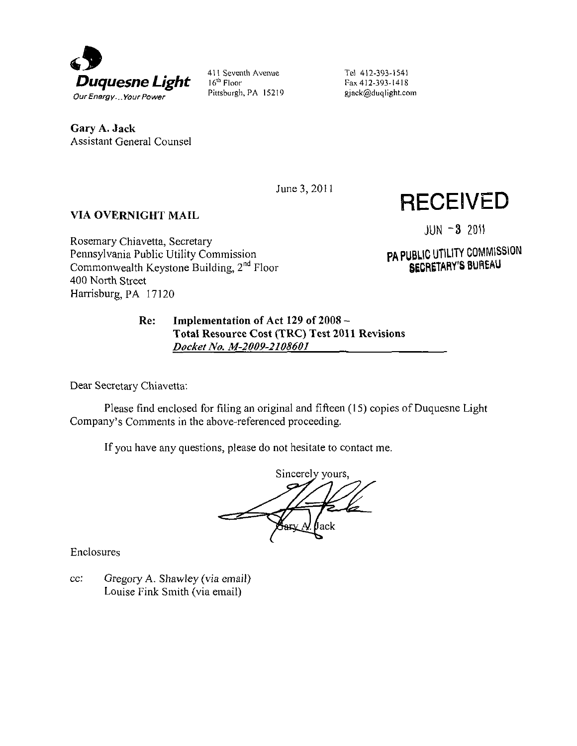**Duquesne Light**
*Our Energy... Your Power*

411 Seventh Avenue
16[th] Floor
Pittsburgh, PA 15219

Tel 412-393-1541
Fax 412-393-1418
gjack@duqlight.com

**Gary A. Jack**
Assistant General Counsel

June 3, 2011

**RECEIVED**

JUN - 3 2011

PA PUBLIC UTILITY COMMISSION
SECRETARY'S BUREAU

**VIA OVERNIGHT MAIL**

Rosemary Chiavetta, Secretary
Pennsylvania Public Utility Commission
Commonwealth Keystone Building, 2[nd] Floor
400 North Street
Harrisburg, PA 17120

**Re: Implementation of Act 129 of 2008 –**
**Total Resource Cost (TRC) Test 2011 Revisions**
***Docket No. M-2009-2108601***

Dear Secretary Chiavetta:

Please find enclosed for filing an original and fifteen (15) copies of Duquesne Light Company's Comments in the above-referenced proceeding.

If you have any questions, please do not hesitate to contact me.

Sincerely yours,

Gary A. Jack

Enclosures

cc: Gregory A. Shawley (via email)
Louise Fink Smith (via email)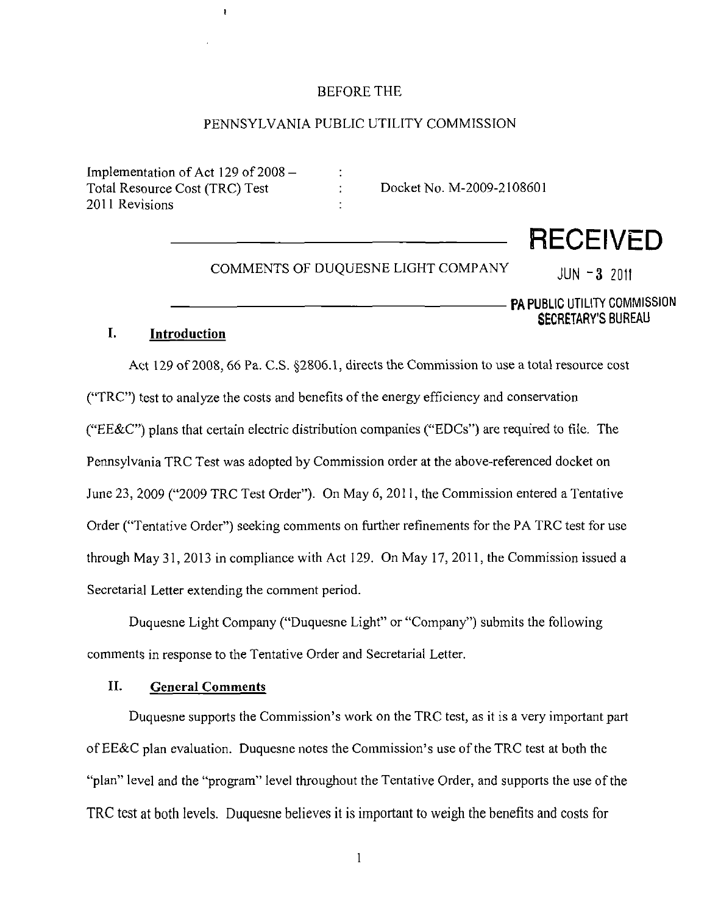BEFORE THE

PENNSYLVANIA PUBLIC UTILITY COMMISSION

| | | |
|---|---|---|
| Implementation of Act 129 of 2008 – Total Resource Cost (TRC) Test 2011 Revisions | : : : | Docket No. M-2009-2108601 |

**RECEIVED**

JUN - 3 2011

PA PUBLIC UTILITY COMMISSION
SECRETARY'S BUREAU

COMMENTS OF DUQUESNE LIGHT COMPANY

## I. Introduction

Act 129 of 2008, 66 Pa. C.S. §2806.1, directs the Commission to use a total resource cost ("TRC") test to analyze the costs and benefits of the energy efficiency and conservation ("EE&C") plans that certain electric distribution companies ("EDCs") are required to file. The Pennsylvania TRC Test was adopted by Commission order at the above-referenced docket on June 23, 2009 ("2009 TRC Test Order"). On May 6, 2011, the Commission entered a Tentative Order ("Tentative Order") seeking comments on further refinements for the PA TRC test for use through May 31, 2013 in compliance with Act 129. On May 17, 2011, the Commission issued a Secretarial Letter extending the comment period.

Duquesne Light Company ("Duquesne Light" or "Company") submits the following comments in response to the Tentative Order and Secretarial Letter.

## II. General Comments

Duquesne supports the Commission's work on the TRC test, as it is a very important part of EE&C plan evaluation. Duquesne notes the Commission's use of the TRC test at both the "plan" level and the "program" level throughout the Tentative Order, and supports the use of the TRC test at both levels. Duquesne believes it is important to weigh the benefits and costs for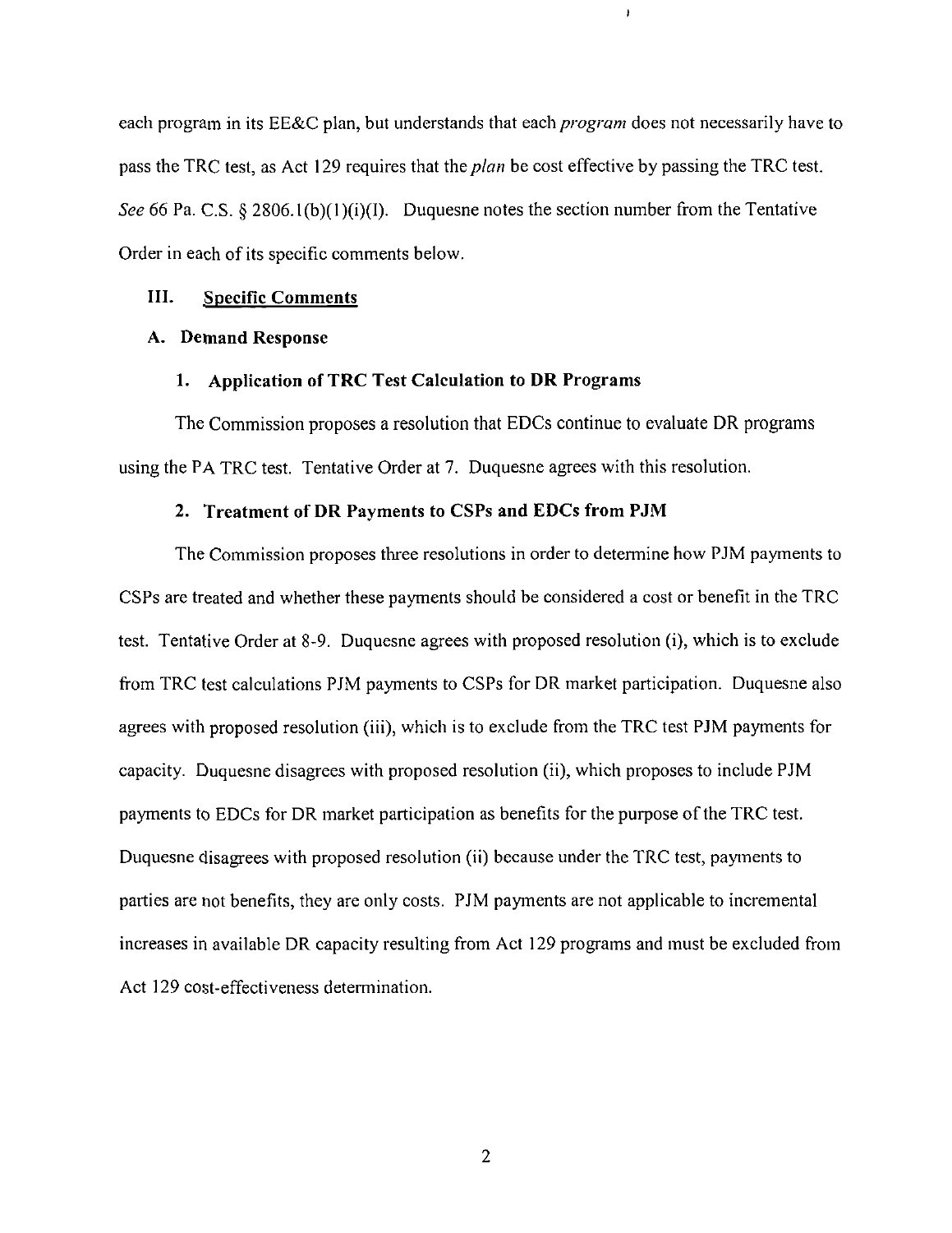each program in its EE&C plan, but understands that each *program* does not necessarily have to pass the TRC test, as Act 129 requires that the *plan* be cost effective by passing the TRC test. *See* 66 Pa. C.S. § 2806.1(b)(1)(i)(I). Duquesne notes the section number from the Tentative Order in each of its specific comments below.

## III. Specific Comments

### A. Demand Response

#### 1. Application of TRC Test Calculation to DR Programs

The Commission proposes a resolution that EDCs continue to evaluate DR programs using the PA TRC test. Tentative Order at 7. Duquesne agrees with this resolution.

#### 2. Treatment of DR Payments to CSPs and EDCs from PJM

The Commission proposes three resolutions in order to determine how PJM payments to CSPs are treated and whether these payments should be considered a cost or benefit in the TRC test. Tentative Order at 8-9. Duquesne agrees with proposed resolution (i), which is to exclude from TRC test calculations PJM payments to CSPs for DR market participation. Duquesne also agrees with proposed resolution (iii), which is to exclude from the TRC test PJM payments for capacity. Duquesne disagrees with proposed resolution (ii), which proposes to include PJM payments to EDCs for DR market participation as benefits for the purpose of the TRC test. Duquesne disagrees with proposed resolution (ii) because under the TRC test, payments to parties are not benefits, they are only costs. PJM payments are not applicable to incremental increases in available DR capacity resulting from Act 129 programs and must be excluded from Act 129 cost-effectiveness determination.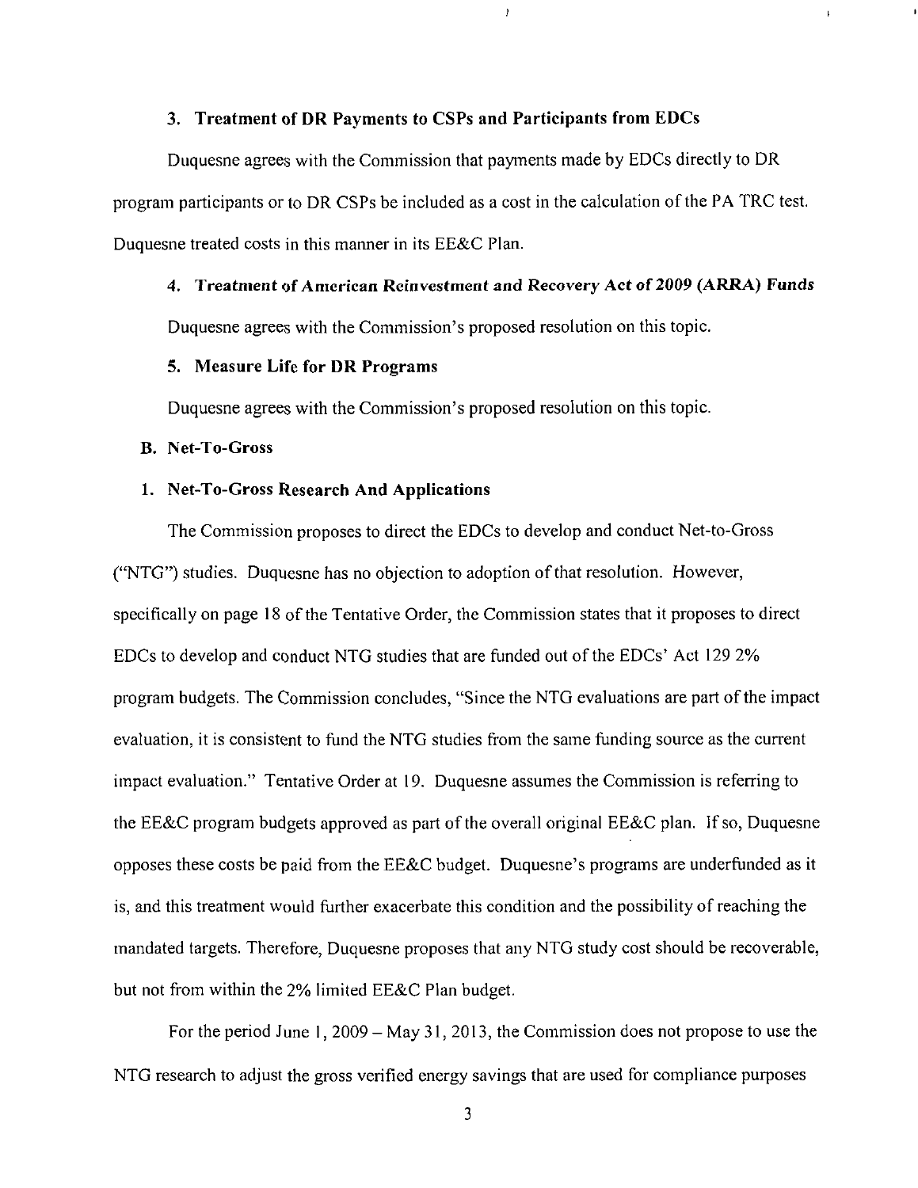### 3. Treatment of DR Payments to CSPs and Participants from EDCs

Duquesne agrees with the Commission that payments made by EDCs directly to DR program participants or to DR CSPs be included as a cost in the calculation of the PA TRC test. Duquesne treated costs in this manner in its EE&C Plan.

### 4. *Treatment of American Reinvestment and Recovery Act of 2009 (ARRA) Funds*

Duquesne agrees with the Commission's proposed resolution on this topic.

### 5. Measure Life for DR Programs

Duquesne agrees with the Commission's proposed resolution on this topic.

## B. Net-To-Gross

### 1. Net-To-Gross Research And Applications

The Commission proposes to direct the EDCs to develop and conduct Net-to-Gross ("NTG") studies. Duquesne has no objection to adoption of that resolution. However, specifically on page 18 of the Tentative Order, the Commission states that it proposes to direct EDCs to develop and conduct NTG studies that are funded out of the EDCs' Act 129 2% program budgets. The Commission concludes, "Since the NTG evaluations are part of the impact evaluation, it is consistent to fund the NTG studies from the same funding source as the current impact evaluation." Tentative Order at 19. Duquesne assumes the Commission is referring to the EE&C program budgets approved as part of the overall original EE&C plan. If so, Duquesne opposes these costs be paid from the EE&C budget. Duquesne's programs are underfunded as it is, and this treatment would further exacerbate this condition and the possibility of reaching the mandated targets. Therefore, Duquesne proposes that any NTG study cost should be recoverable, but not from within the 2% limited EE&C Plan budget.

For the period June 1, 2009 – May 31, 2013, the Commission does not propose to use the NTG research to adjust the gross verified energy savings that are used for compliance purposes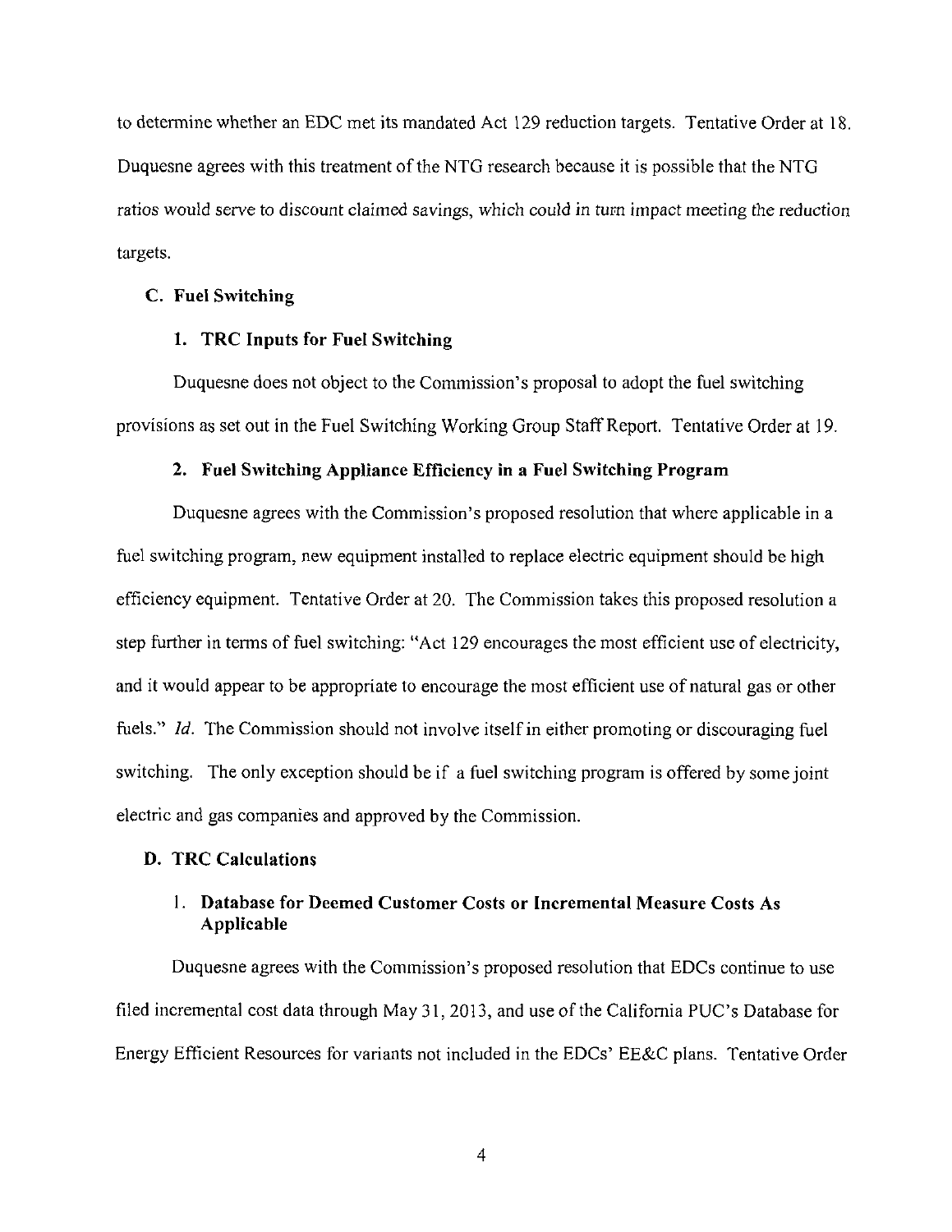to determine whether an EDC met its mandated Act 129 reduction targets. Tentative Order at 18. Duquesne agrees with this treatment of the NTG research because it is possible that the NTG ratios would serve to discount claimed savings, which could in turn impact meeting the reduction targets.

### C. Fuel Switching

#### 1. TRC Inputs for Fuel Switching

Duquesne does not object to the Commission's proposal to adopt the fuel switching provisions as set out in the Fuel Switching Working Group Staff Report. Tentative Order at 19.

#### 2. Fuel Switching Appliance Efficiency in a Fuel Switching Program

Duquesne agrees with the Commission's proposed resolution that where applicable in a fuel switching program, new equipment installed to replace electric equipment should be high efficiency equipment. Tentative Order at 20. The Commission takes this proposed resolution a step further in terms of fuel switching: "Act 129 encourages the most efficient use of electricity, and it would appear to be appropriate to encourage the most efficient use of natural gas or other fuels." *Id.* The Commission should not involve itself in either promoting or discouraging fuel switching. The only exception should be if a fuel switching program is offered by some joint electric and gas companies and approved by the Commission.

### D. TRC Calculations

#### 1. Database for Deemed Customer Costs or Incremental Measure Costs As Applicable

Duquesne agrees with the Commission's proposed resolution that EDCs continue to use filed incremental cost data through May 31, 2013, and use of the California PUC's Database for Energy Efficient Resources for variants not included in the EDCs' EE&C plans. Tentative Order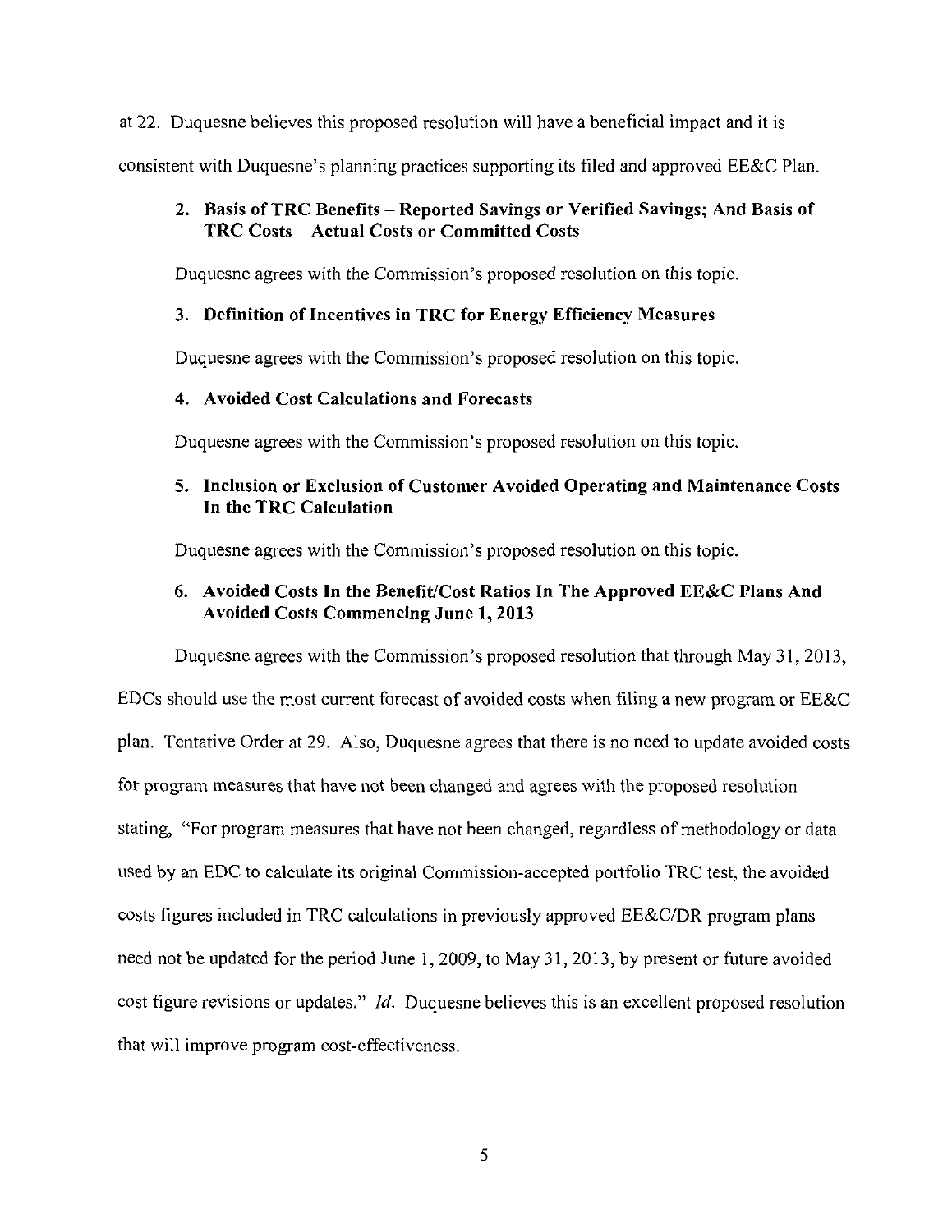at 22. Duquesne believes this proposed resolution will have a beneficial impact and it is consistent with Duquesne's planning practices supporting its filed and approved EE&C Plan.

### 2. Basis of TRC Benefits – Reported Savings or Verified Savings; And Basis of TRC Costs – Actual Costs or Committed Costs

Duquesne agrees with the Commission's proposed resolution on this topic.

### 3. Definition of Incentives in TRC for Energy Efficiency Measures

Duquesne agrees with the Commission's proposed resolution on this topic.

### 4. Avoided Cost Calculations and Forecasts

Duquesne agrees with the Commission's proposed resolution on this topic.

### 5. Inclusion or Exclusion of Customer Avoided Operating and Maintenance Costs In the TRC Calculation

Duquesne agrees with the Commission's proposed resolution on this topic.

### 6. Avoided Costs In the Benefit/Cost Ratios In The Approved EE&C Plans And Avoided Costs Commencing June 1, 2013

Duquesne agrees with the Commission's proposed resolution that through May 31, 2013, EDCs should use the most current forecast of avoided costs when filing a new program or EE&C plan. Tentative Order at 29. Also, Duquesne agrees that there is no need to update avoided costs for program measures that have not been changed and agrees with the proposed resolution stating, "For program measures that have not been changed, regardless of methodology or data used by an EDC to calculate its original Commission-accepted portfolio TRC test, the avoided costs figures included in TRC calculations in previously approved EE&C/DR program plans need not be updated for the period June 1, 2009, to May 31, 2013, by present or future avoided cost figure revisions or updates." *Id.* Duquesne believes this is an excellent proposed resolution that will improve program cost-effectiveness.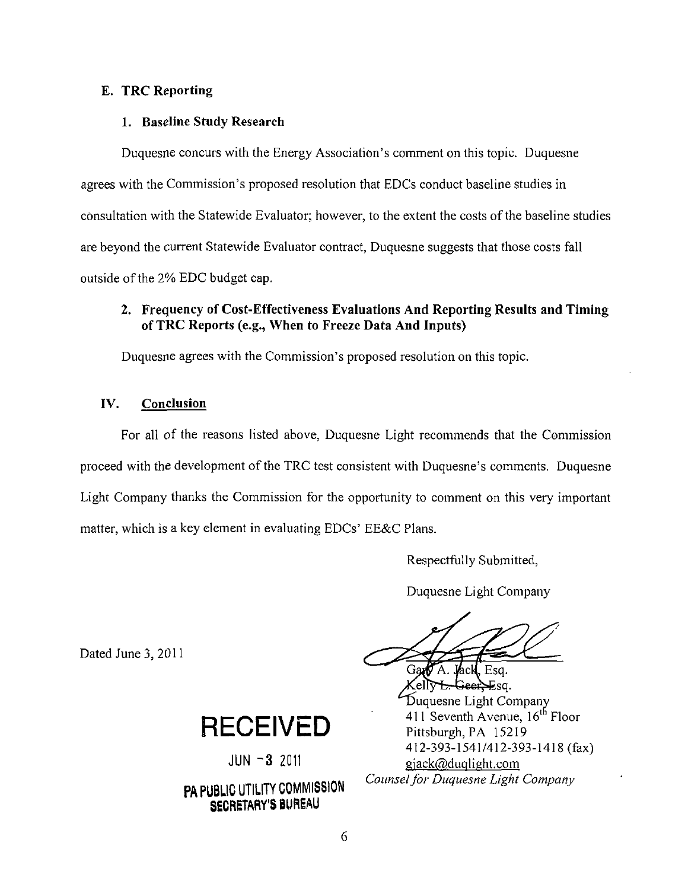### E. TRC Reporting

#### 1. Baseline Study Research

Duquesne concurs with the Energy Association's comment on this topic. Duquesne agrees with the Commission's proposed resolution that EDCs conduct baseline studies in consultation with the Statewide Evaluator; however, to the extent the costs of the baseline studies are beyond the current Statewide Evaluator contract, Duquesne suggests that those costs fall outside of the 2% EDC budget cap.

#### 2. Frequency of Cost-Effectiveness Evaluations And Reporting Results and Timing of TRC Reports (e.g., When to Freeze Data And Inputs)

Duquesne agrees with the Commission's proposed resolution on this topic.

## IV. Conclusion

For all of the reasons listed above, Duquesne Light recommends that the Commission proceed with the development of the TRC test consistent with Duquesne's comments. Duquesne Light Company thanks the Commission for the opportunity to comment on this very important matter, which is a key element in evaluating EDCs' EE&C Plans.

Respectfully Submitted,

Duquesne Light Company

Dated June 3, 2011

Gary A. Jack, Esq.
Kelly L. Geer, Esq.
Duquesne Light Company
411 Seventh Avenue, 16th Floor
Pittsburgh, PA 15219
412-393-1541/412-393-1418 (fax)
gjack@duqlight.com
*Counsel for Duquesne Light Company*

RECEIVED

JUN - 3 2011

PA PUBLIC UTILITY COMMISSION
SECRETARY'S BUREAU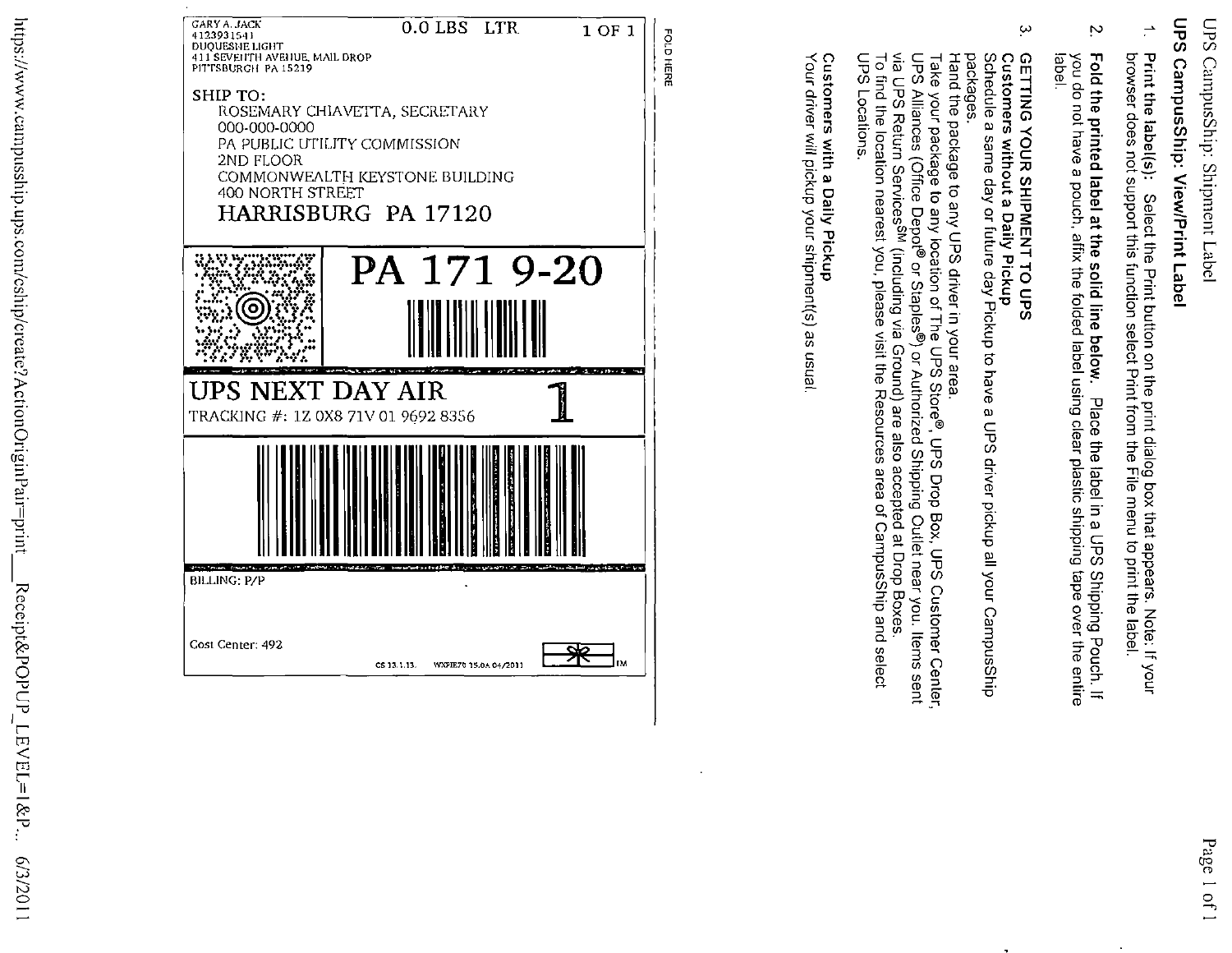UPS CampusShip: Shipment Label

## UPS CampusShip: View/Print Label

1. **Print the label(s):** Select the Print button on the print dialog box that appears. Note: If your browser does not support this function select Print from the File menu to print the label.
2. **Fold the printed label at the solid line below.** Place the label in a UPS Shipping Pouch. If you do not have a pouch, affix the folded label using clear plastic shipping tape over the entire label.
3. **GETTING YOUR SHIPMENT TO UPS**

   **Customers without a Daily Pickup**

   Schedule a same day or future day Pickup to have a UPS driver pickup all your CampusShip packages.

   Hand the package to any UPS driver in your area.

   Take your package to any location of The UPS Store®, UPS Drop Box, UPS Customer Center, UPS Alliances (Office Depot® or Staples®) or Authorized Shipping Outlet near you. Items sent via UPS Return Services℠ (including via Ground) are also accepted at Drop Boxes.

   To find the location nearest you, please visit the Resources area of CampusShip and select UPS Locations.

   **Customers with a Daily Pickup**

   Your driver will pickup your shipment(s) as usual.

FOLD HERE

GARY A. JACK
4123931541
DUQUESNE LIGHT
411 SEVENTH AVENUE, MAIL DROP
PITTSBURGH PA 15219

0.0 LBS LTR

1 OF 1

SHIP TO:
ROSEMARY CHIAVETTA, SECRETARY
000-000-0000
PA PUBLIC UTILITY COMMISSION
2ND FLOOR
COMMONWEALTH KEYSTONE BUILDING
400 NORTH STREET
HARRISBURG PA 17120

PA 171 9-20

UPS NEXT DAY AIR 1

TRACKING #: 1Z 0X8 71V 01 9692 8356

BILLING: P/P

Cost Center: 492

CS 13.1.13. WXPIE70 15.0A 04/2011

https://www.campusship.ups.com/cship/create?ActionOriginPair=print___Receipt&POPUP_LEVEL=1&P... 6/3/2011